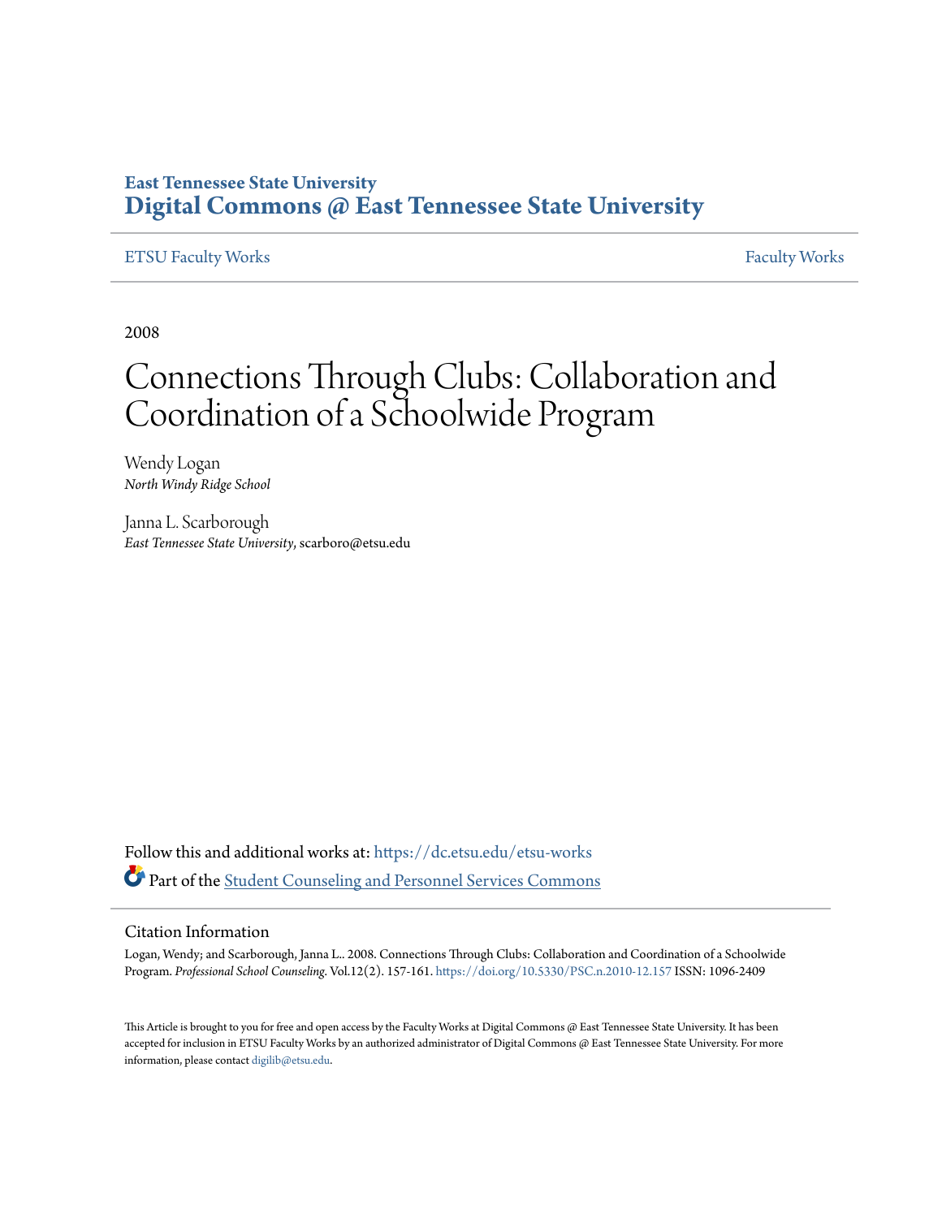East Tennessee State University
**Digital Commons @ East Tennessee State University**

ETSU Faculty Works — Faculty Works

2008

# Connections Through Clubs: Collaboration and Coordination of a Schoolwide Program

Wendy Logan
*North Windy Ridge School*

Janna L. Scarborough
*East Tennessee State University*, scarboro@etsu.edu

Follow this and additional works at: https://dc.etsu.edu/etsu-works

Part of the Student Counseling and Personnel Services Commons

## Citation Information

Logan, Wendy; and Scarborough, Janna L.. 2008. Connections Through Clubs: Collaboration and Coordination of a Schoolwide Program. *Professional School Counseling*. Vol.12(2). 157-161. https://doi.org/10.5330/PSC.n.2010-12.157 ISSN: 1096-2409

This Article is brought to you for free and open access by the Faculty Works at Digital Commons @ East Tennessee State University. It has been accepted for inclusion in ETSU Faculty Works by an authorized administrator of Digital Commons @ East Tennessee State University. For more information, please contact digilib@etsu.edu.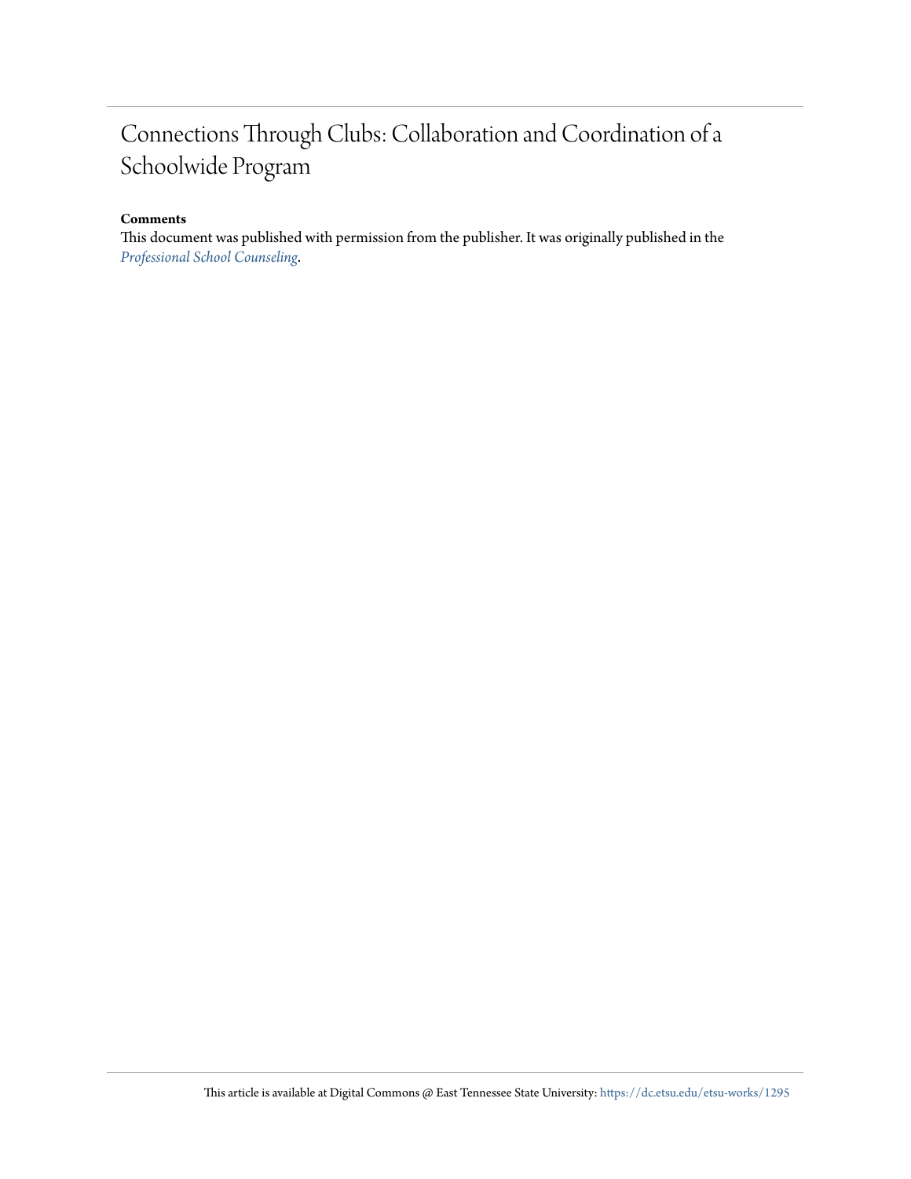# Connections Through Clubs: Collaboration and Coordination of a Schoolwide Program

**Comments**

This document was published with permission from the publisher. It was originally published in the *Professional School Counseling*.

This article is available at Digital Commons @ East Tennessee State University: https://dc.etsu.edu/etsu-works/1295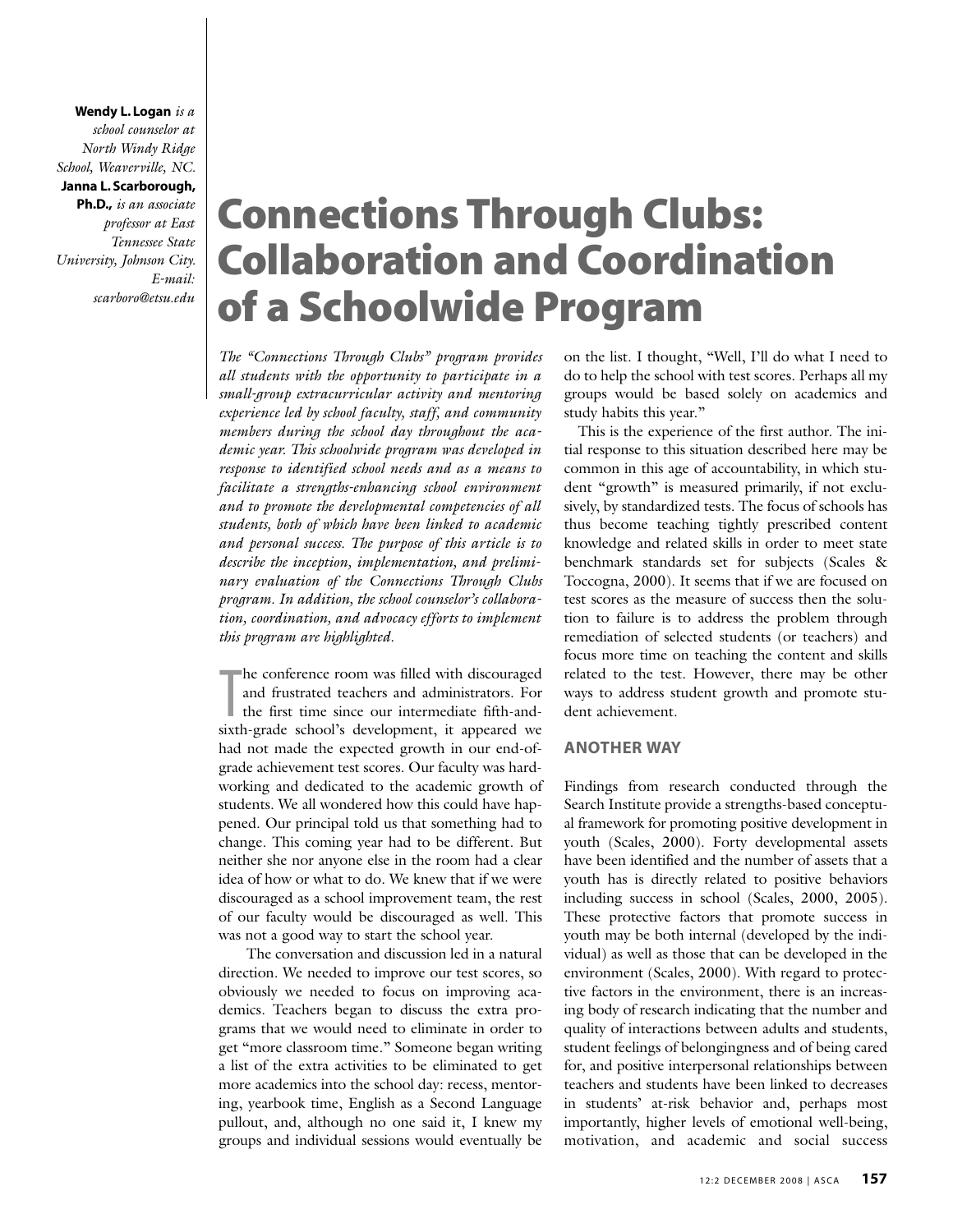**Wendy L. Logan** *is a school counselor at North Windy Ridge School, Weaverville, NC.* **Janna L. Scarborough, Ph.D.,** *is an associate professor at East Tennessee State University, Johnson City. E-mail: scarboro@etsu.edu*

# Connections Through Clubs: Collaboration and Coordination of a Schoolwide Program

*The "Connections Through Clubs" program provides all students with the opportunity to participate in a small-group extracurricular activity and mentoring experience led by school faculty, staff, and community members during the school day throughout the academic year. This schoolwide program was developed in response to identified school needs and as a means to facilitate a strengths-enhancing school environment and to promote the developmental competencies of all students, both of which have been linked to academic and personal success. The purpose of this article is to describe the inception, implementation, and preliminary evaluation of the Connections Through Clubs program. In addition, the school counselor's collaboration, coordination, and advocacy efforts to implement this program are highlighted.*

The conference room was filled with discouraged and frustrated teachers and administrators. For the first time since our intermediate fifth-and-sixth-grade school's development, it appeared we had not made the expected growth in our end-of-grade achievement test scores. Our faculty was hardworking and dedicated to the academic growth of students. We all wondered how this could have happened. Our principal told us that something had to change. This coming year had to be different. But neither she nor anyone else in the room had a clear idea of how or what to do. We knew that if we were discouraged as a school improvement team, the rest of our faculty would be discouraged as well. This was not a good way to start the school year.

The conversation and discussion led in a natural direction. We needed to improve our test scores, so obviously we needed to focus on improving academics. Teachers began to discuss the extra programs that we would need to eliminate in order to get "more classroom time." Someone began writing a list of the extra activities to be eliminated to get more academics into the school day: recess, mentoring, yearbook time, English as a Second Language pullout, and, although no one said it, I knew my groups and individual sessions would eventually be on the list. I thought, "Well, I'll do what I need to do to help the school with test scores. Perhaps all my groups would be based solely on academics and study habits this year."

This is the experience of the first author. The initial response to this situation described here may be common in this age of accountability, in which student "growth" is measured primarily, if not exclusively, by standardized tests. The focus of schools has thus become teaching tightly prescribed content knowledge and related skills in order to meet state benchmark standards set for subjects (Scales & Toccogna, 2000). It seems that if we are focused on test scores as the measure of success then the solution to failure is to address the problem through remediation of selected students (or teachers) and focus more time on teaching the content and skills related to the test. However, there may be other ways to address student growth and promote student achievement.

## ANOTHER WAY

Findings from research conducted through the Search Institute provide a strengths-based conceptual framework for promoting positive development in youth (Scales, 2000). Forty developmental assets have been identified and the number of assets that a youth has is directly related to positive behaviors including success in school (Scales, 2000, 2005). These protective factors that promote success in youth may be both internal (developed by the individual) as well as those that can be developed in the environment (Scales, 2000). With regard to protective factors in the environment, there is an increasing body of research indicating that the number and quality of interactions between adults and students, student feelings of belongingness and of being cared for, and positive interpersonal relationships between teachers and students have been linked to decreases in students' at-risk behavior and, perhaps most importantly, higher levels of emotional well-being, motivation, and academic and social success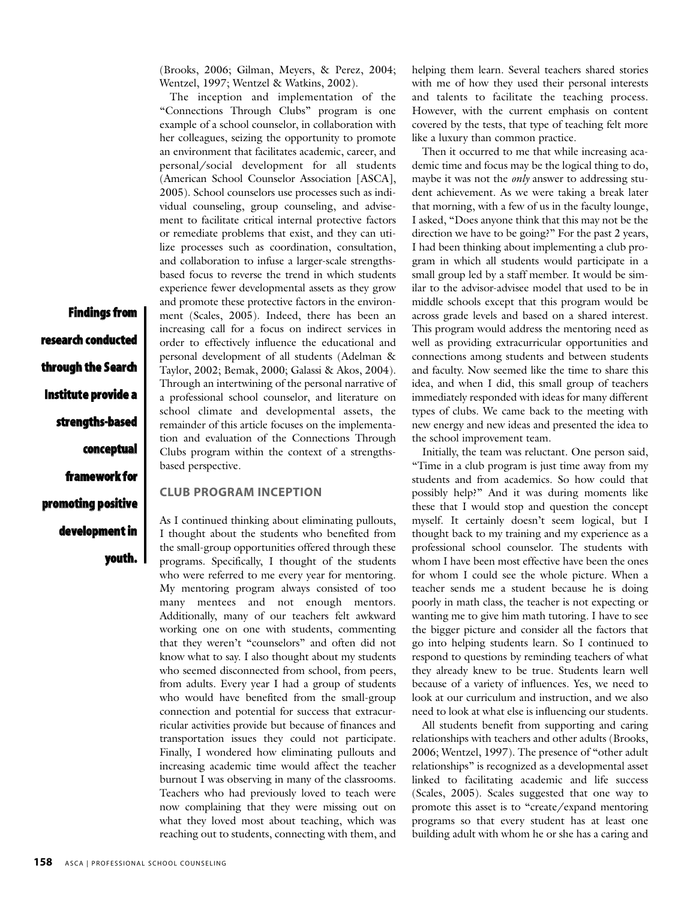(Brooks, 2006; Gilman, Meyers, & Perez, 2004; Wentzel, 1997; Wentzel & Watkins, 2002).

The inception and implementation of the "Connections Through Clubs" program is one example of a school counselor, in collaboration with her colleagues, seizing the opportunity to promote an environment that facilitates academic, career, and personal/social development for all students (American School Counselor Association [ASCA], 2005). School counselors use processes such as individual counseling, group counseling, and advisement to facilitate critical internal protective factors or remediate problems that exist, and they can utilize processes such as coordination, consultation, and collaboration to infuse a larger-scale strengths-based focus to reverse the trend in which students experience fewer developmental assets as they grow and promote these protective factors in the environment (Scales, 2005). Indeed, there has been an increasing call for a focus on indirect services in order to effectively influence the educational and personal development of all students (Adelman & Taylor, 2002; Bemak, 2000; Galassi & Akos, 2004). Through an intertwining of the personal narrative of a professional school counselor, and literature on school climate and developmental assets, the remainder of this article focuses on the implementation and evaluation of the Connections Through Clubs program within the context of a strengths-based perspective.

**Findings from research conducted through the Search Institute provide a strengths-based conceptual framework for promoting positive development in youth.**

## CLUB PROGRAM INCEPTION

As I continued thinking about eliminating pullouts, I thought about the students who benefited from the small-group opportunities offered through these programs. Specifically, I thought of the students who were referred to me every year for mentoring. My mentoring program always consisted of too many mentees and not enough mentors. Additionally, many of our teachers felt awkward working one on one with students, commenting that they weren't "counselors" and often did not know what to say. I also thought about my students who seemed disconnected from school, from peers, from adults. Every year I had a group of students who would have benefited from the small-group connection and potential for success that extracurricular activities provide but because of finances and transportation issues they could not participate. Finally, I wondered how eliminating pullouts and increasing academic time would affect the teacher burnout I was observing in many of the classrooms. Teachers who had previously loved to teach were now complaining that they were missing out on what they loved most about teaching, which was reaching out to students, connecting with them, and helping them learn. Several teachers shared stories with me of how they used their personal interests and talents to facilitate the teaching process. However, with the current emphasis on content covered by the tests, that type of teaching felt more like a luxury than common practice.

Then it occurred to me that while increasing academic time and focus may be the logical thing to do, maybe it was not the *only* answer to addressing student achievement. As we were taking a break later that morning, with a few of us in the faculty lounge, I asked, "Does anyone think that this may not be the direction we have to be going?" For the past 2 years, I had been thinking about implementing a club program in which all students would participate in a small group led by a staff member. It would be similar to the advisor-advisee model that used to be in middle schools except that this program would be across grade levels and based on a shared interest. This program would address the mentoring need as well as providing extracurricular opportunities and connections among students and between students and faculty. Now seemed like the time to share this idea, and when I did, this small group of teachers immediately responded with ideas for many different types of clubs. We came back to the meeting with new energy and new ideas and presented the idea to the school improvement team.

Initially, the team was reluctant. One person said, "Time in a club program is just time away from my students and from academics. So how could that possibly help?" And it was during moments like these that I would stop and question the concept myself. It certainly doesn't seem logical, but I thought back to my training and my experience as a professional school counselor. The students with whom I have been most effective have been the ones for whom I could see the whole picture. When a teacher sends me a student because he is doing poorly in math class, the teacher is not expecting or wanting me to give him math tutoring. I have to see the bigger picture and consider all the factors that go into helping students learn. So I continued to respond to questions by reminding teachers of what they already knew to be true. Students learn well because of a variety of influences. Yes, we need to look at our curriculum and instruction, and we also need to look at what else is influencing our students.

All students benefit from supporting and caring relationships with teachers and other adults (Brooks, 2006; Wentzel, 1997). The presence of "other adult relationships" is recognized as a developmental asset linked to facilitating academic and life success (Scales, 2005). Scales suggested that one way to promote this asset is to "create/expand mentoring programs so that every student has at least one building adult with whom he or she has a caring and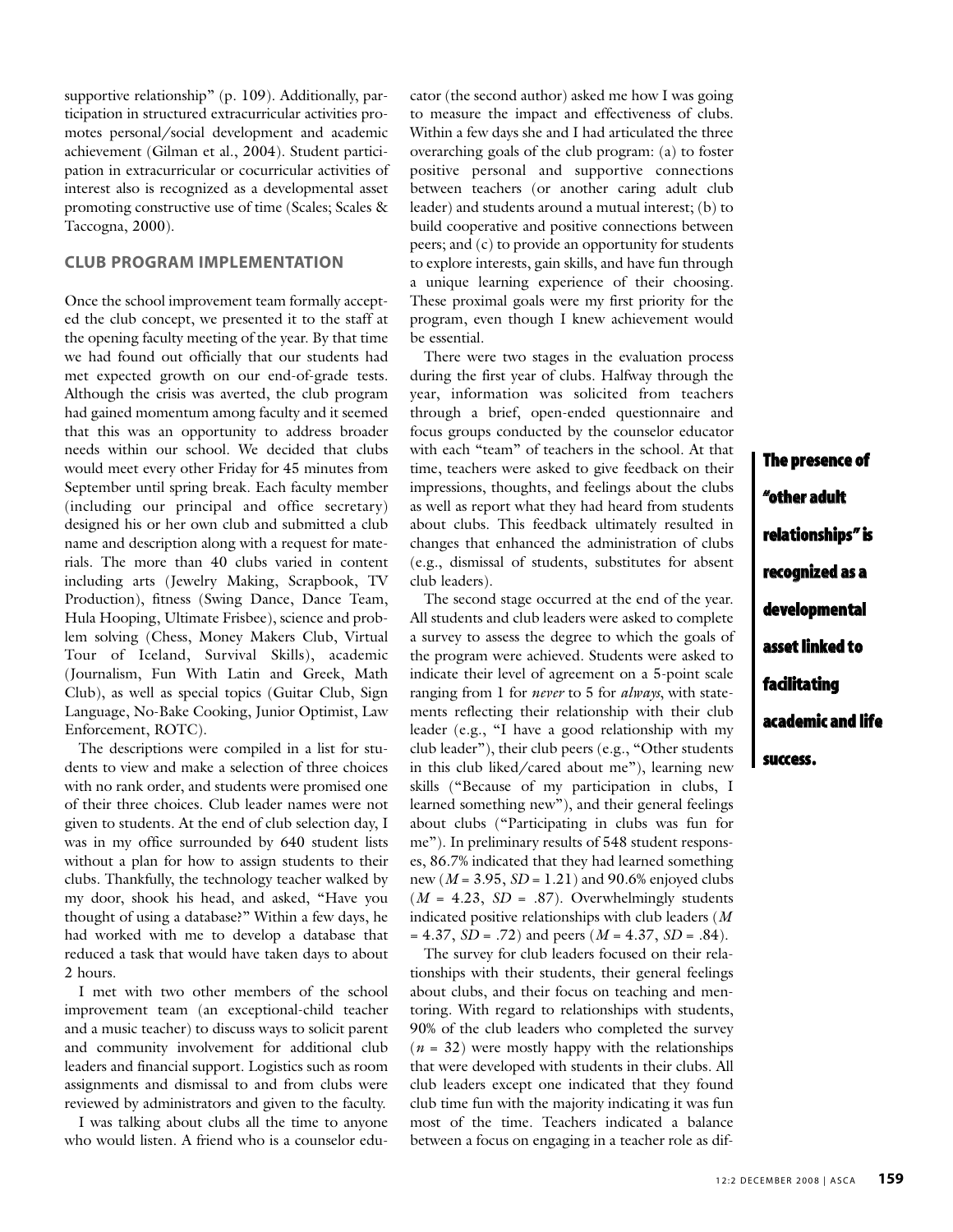supportive relationship" (p. 109). Additionally, participation in structured extracurricular activities promotes personal/social development and academic achievement (Gilman et al., 2004). Student participation in extracurricular or cocurricular activities of interest also is recognized as a developmental asset promoting constructive use of time (Scales; Scales & Taccogna, 2000).

## CLUB PROGRAM IMPLEMENTATION

Once the school improvement team formally accepted the club concept, we presented it to the staff at the opening faculty meeting of the year. By that time we had found out officially that our students had met expected growth on our end-of-grade tests. Although the crisis was averted, the club program had gained momentum among faculty and it seemed that this was an opportunity to address broader needs within our school. We decided that clubs would meet every other Friday for 45 minutes from September until spring break. Each faculty member (including our principal and office secretary) designed his or her own club and submitted a club name and description along with a request for materials. The more than 40 clubs varied in content including arts (Jewelry Making, Scrapbook, TV Production), fitness (Swing Dance, Dance Team, Hula Hooping, Ultimate Frisbee), science and problem solving (Chess, Money Makers Club, Virtual Tour of Iceland, Survival Skills), academic (Journalism, Fun With Latin and Greek, Math Club), as well as special topics (Guitar Club, Sign Language, No-Bake Cooking, Junior Optimist, Law Enforcement, ROTC).

The descriptions were compiled in a list for students to view and make a selection of three choices with no rank order, and students were promised one of their three choices. Club leader names were not given to students. At the end of club selection day, I was in my office surrounded by 640 student lists without a plan for how to assign students to their clubs. Thankfully, the technology teacher walked by my door, shook his head, and asked, "Have you thought of using a database?" Within a few days, he had worked with me to develop a database that reduced a task that would have taken days to about 2 hours.

I met with two other members of the school improvement team (an exceptional-child teacher and a music teacher) to discuss ways to solicit parent and community involvement for additional club leaders and financial support. Logistics such as room assignments and dismissal to and from clubs were reviewed by administrators and given to the faculty.

I was talking about clubs all the time to anyone who would listen. A friend who is a counselor educator (the second author) asked me how I was going to measure the impact and effectiveness of clubs. Within a few days she and I had articulated the three overarching goals of the club program: (a) to foster positive personal and supportive connections between teachers (or another caring adult club leader) and students around a mutual interest; (b) to build cooperative and positive connections between peers; and (c) to provide an opportunity for students to explore interests, gain skills, and have fun through a unique learning experience of their choosing. These proximal goals were my first priority for the program, even though I knew achievement would be essential.

There were two stages in the evaluation process during the first year of clubs. Halfway through the year, information was solicited from teachers through a brief, open-ended questionnaire and focus groups conducted by the counselor educator with each "team" of teachers in the school. At that time, teachers were asked to give feedback on their impressions, thoughts, and feelings about the clubs as well as report what they had heard from students about clubs. This feedback ultimately resulted in changes that enhanced the administration of clubs (e.g., dismissal of students, substitutes for absent club leaders).

**The presence of "other adult relationships" is recognized as a developmental asset linked to facilitating academic and life success.**

The second stage occurred at the end of the year. All students and club leaders were asked to complete a survey to assess the degree to which the goals of the program were achieved. Students were asked to indicate their level of agreement on a 5-point scale ranging from 1 for *never* to 5 for *always*, with statements reflecting their relationship with their club leader (e.g., "I have a good relationship with my club leader"), their club peers (e.g., "Other students in this club liked/cared about me"), learning new skills ("Because of my participation in clubs, I learned something new"), and their general feelings about clubs ("Participating in clubs was fun for me"). In preliminary results of 548 student responses, 86.7% indicated that they had learned something new ($M$ = 3.95, $SD$ = 1.21) and 90.6% enjoyed clubs ($M$ = 4.23, $SD$ = .87). Overwhelmingly students indicated positive relationships with club leaders ($M$ = 4.37, $SD$ = .72) and peers ($M$ = 4.37, $SD$ = .84).

The survey for club leaders focused on their relationships with their students, their general feelings about clubs, and their focus on teaching and mentoring. With regard to relationships with students, 90% of the club leaders who completed the survey ($n$ = 32) were mostly happy with the relationships that were developed with students in their clubs. All club leaders except one indicated that they found club time fun with the majority indicating it was fun most of the time. Teachers indicated a balance between a focus on engaging in a teacher role as dif-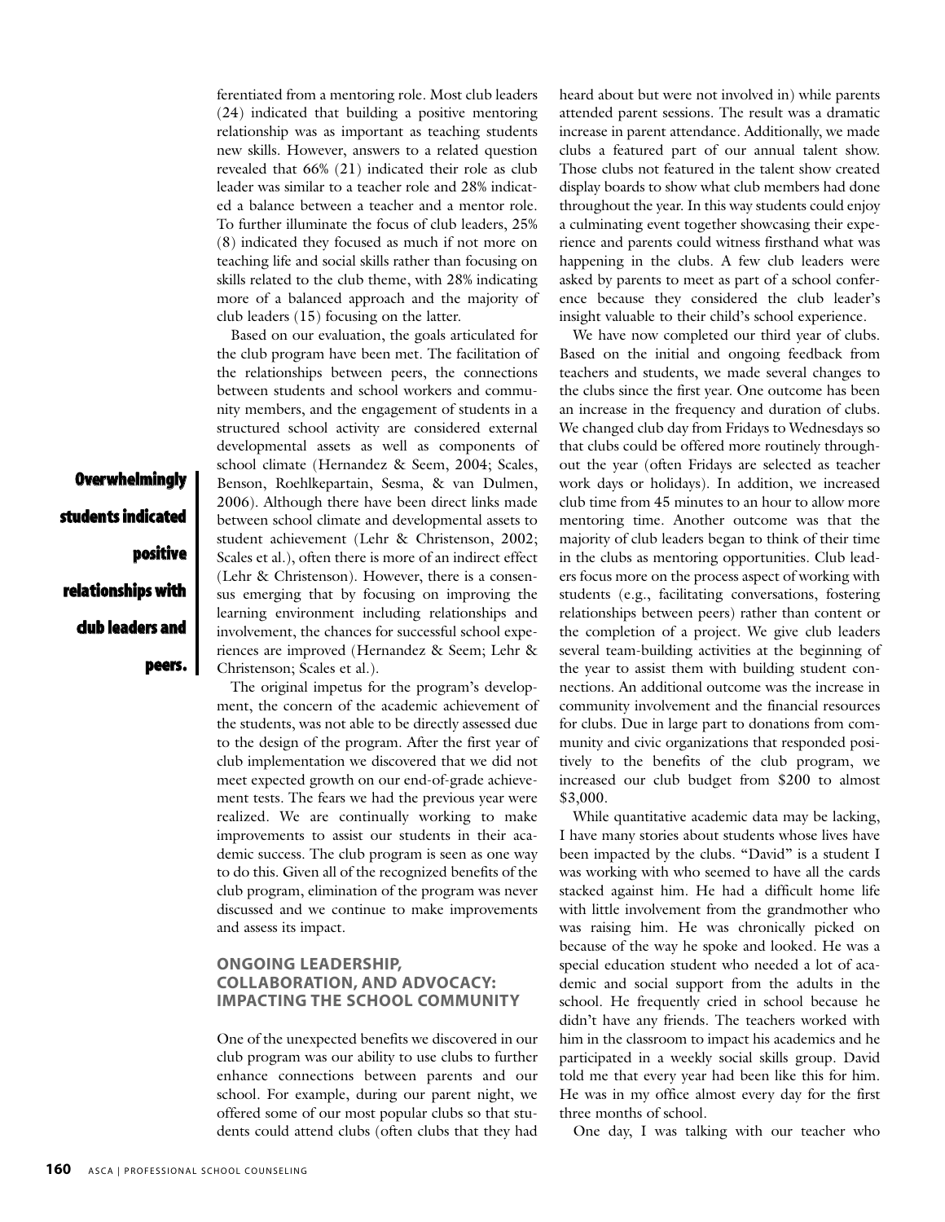ferentiated from a mentoring role. Most club leaders (24) indicated that building a positive mentoring relationship was as important as teaching students new skills. However, answers to a related question revealed that 66% (21) indicated their role as club leader was similar to a teacher role and 28% indicated a balance between a teacher and a mentor role. To further illuminate the focus of club leaders, 25% (8) indicated they focused as much if not more on teaching life and social skills rather than focusing on skills related to the club theme, with 28% indicating more of a balanced approach and the majority of club leaders (15) focusing on the latter.

Based on our evaluation, the goals articulated for the club program have been met. The facilitation of the relationships between peers, the connections between students and school workers and community members, and the engagement of students in a structured school activity are considered external developmental assets as well as components of school climate (Hernandez & Seem, 2004; Scales, Benson, Roehlkepartain, Sesma, & van Dulmen, 2006). Although there have been direct links made between school climate and developmental assets to student achievement (Lehr & Christenson, 2002; Scales et al.), often there is more of an indirect effect (Lehr & Christenson). However, there is a consensus emerging that by focusing on improving the learning environment including relationships and involvement, the chances for successful school experiences are improved (Hernandez & Seem; Lehr & Christenson; Scales et al.).

**Overwhelmingly students indicated positive relationships with club leaders and peers.**

The original impetus for the program's development, the concern of the academic achievement of the students, was not able to be directly assessed due to the design of the program. After the first year of club implementation we discovered that we did not meet expected growth on our end-of-grade achievement tests. The fears we had the previous year were realized. We are continually working to make improvements to assist our students in their academic success. The club program is seen as one way to do this. Given all of the recognized benefits of the club program, elimination of the program was never discussed and we continue to make improvements and assess its impact.

## ONGOING LEADERSHIP, COLLABORATION, AND ADVOCACY: IMPACTING THE SCHOOL COMMUNITY

One of the unexpected benefits we discovered in our club program was our ability to use clubs to further enhance connections between parents and our school. For example, during our parent night, we offered some of our most popular clubs so that students could attend clubs (often clubs that they had heard about but were not involved in) while parents attended parent sessions. The result was a dramatic increase in parent attendance. Additionally, we made clubs a featured part of our annual talent show. Those clubs not featured in the talent show created display boards to show what club members had done throughout the year. In this way students could enjoy a culminating event together showcasing their experience and parents could witness firsthand what was happening in the clubs. A few club leaders were asked by parents to meet as part of a school conference because they considered the club leader's insight valuable to their child's school experience.

We have now completed our third year of clubs. Based on the initial and ongoing feedback from teachers and students, we made several changes to the clubs since the first year. One outcome has been an increase in the frequency and duration of clubs. We changed club day from Fridays to Wednesdays so that clubs could be offered more routinely throughout the year (often Fridays are selected as teacher work days or holidays). In addition, we increased club time from 45 minutes to an hour to allow more mentoring time. Another outcome was that the majority of club leaders began to think of their time in the clubs as mentoring opportunities. Club leaders focus more on the process aspect of working with students (e.g., facilitating conversations, fostering relationships between peers) rather than content or the completion of a project. We give club leaders several team-building activities at the beginning of the year to assist them with building student connections. An additional outcome was the increase in community involvement and the financial resources for clubs. Due in large part to donations from community and civic organizations that responded positively to the benefits of the club program, we increased our club budget from $200 to almost $3,000.

While quantitative academic data may be lacking, I have many stories about students whose lives have been impacted by the clubs. "David" is a student I was working with who seemed to have all the cards stacked against him. He had a difficult home life with little involvement from the grandmother who was raising him. He was chronically picked on because of the way he spoke and looked. He was a special education student who needed a lot of academic and social support from the adults in the school. He frequently cried in school because he didn't have any friends. The teachers worked with him in the classroom to impact his academics and he participated in a weekly social skills group. David told me that every year had been like this for him. He was in my office almost every day for the first three months of school.

One day, I was talking with our teacher who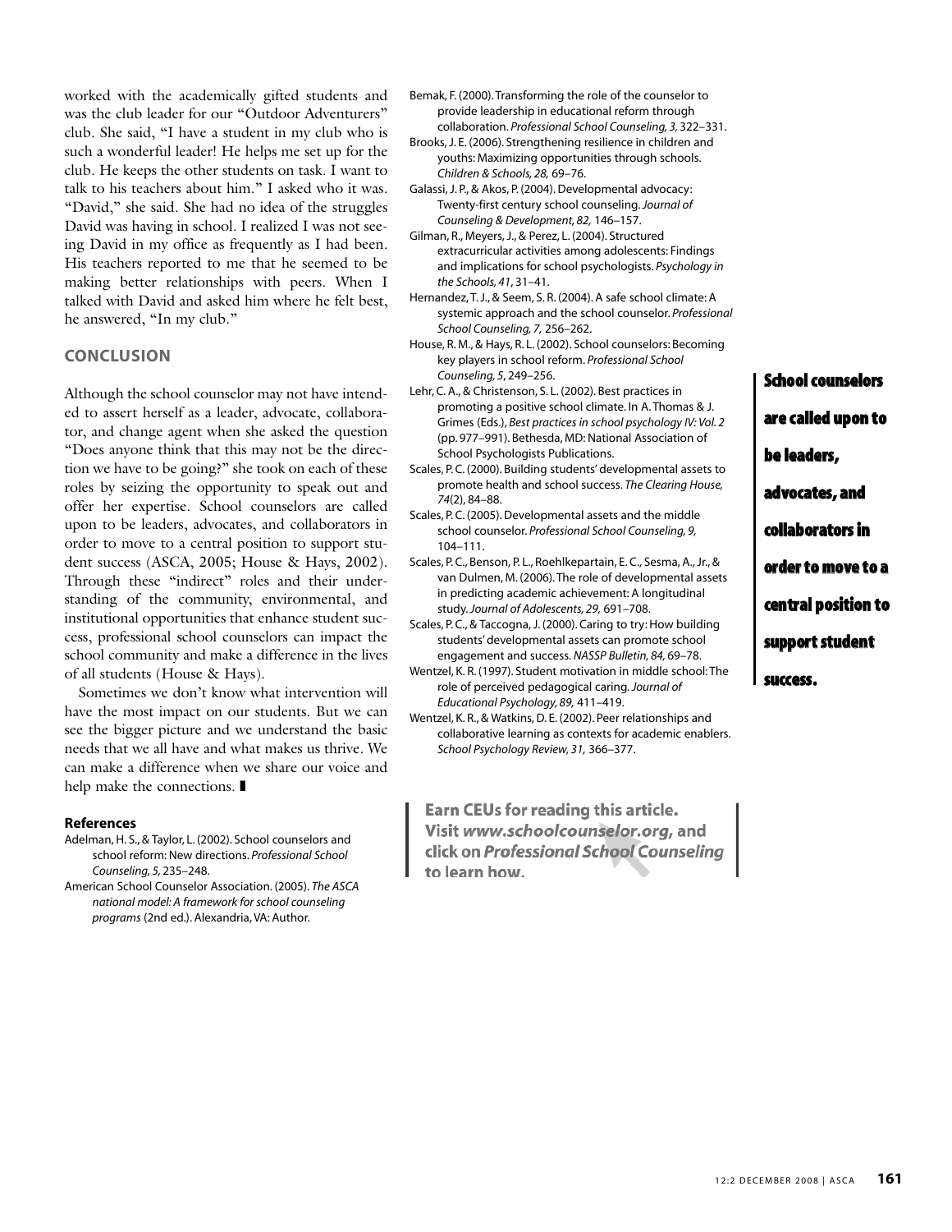worked with the academically gifted students and was the club leader for our "Outdoor Adventurers" club. She said, "I have a student in my club who is such a wonderful leader! He helps me set up for the club. He keeps the other students on task. I want to talk to his teachers about him." I asked who it was. "David," she said. She had no idea of the struggles David was having in school. I realized I was not seeing David in my office as frequently as I had been. His teachers reported to me that he seemed to be making better relationships with peers. When I talked with David and asked him where he felt best, he answered, "In my club."

## CONCLUSION

Although the school counselor may not have intended to assert herself as a leader, advocate, collaborator, and change agent when she asked the question "Does anyone think that this may not be the direction we have to be going?" she took on each of these roles by seizing the opportunity to speak out and offer her expertise. School counselors are called upon to be leaders, advocates, and collaborators in order to move to a central position to support student success (ASCA, 2005; House & Hays, 2002). Through these "indirect" roles and their understanding of the community, environmental, and institutional opportunities that enhance student success, professional school counselors can impact the school community and make a difference in the lives of all students (House & Hays).

Sometimes we don't know what intervention will have the most impact on our students. But we can see the bigger picture and we understand the basic needs that we all have and what makes us thrive. We can make a difference when we share our voice and help make the connections. ∎

### References

Adelman, H. S., & Taylor, L. (2002). School counselors and school reform: New directions. *Professional School Counseling, 5*, 235–248.

American School Counselor Association. (2005). *The ASCA national model: A framework for school counseling programs* (2nd ed.). Alexandria, VA: Author.

Bemak, F. (2000). Transforming the role of the counselor to provide leadership in educational reform through collaboration. *Professional School Counseling, 3*, 322–331.

Brooks, J. E. (2006). Strengthening resilience in children and youths: Maximizing opportunities through schools. *Children & Schools, 28,* 69–76.

Galassi, J. P., & Akos, P. (2004). Developmental advocacy: Twenty-first century school counseling. *Journal of Counseling & Development, 82,* 146–157.

Gilman, R., Meyers, J., & Perez, L. (2004). Structured extracurricular activities among adolescents: Findings and implications for school psychologists. *Psychology in the Schools, 41*, 31–41.

Hernandez, T. J., & Seem, S. R. (2004). A safe school climate: A systemic approach and the school counselor. *Professional School Counseling, 7,* 256–262.

House, R. M., & Hays, R. L. (2002). School counselors: Becoming key players in school reform. *Professional School Counseling, 5*, 249–256.

Lehr, C. A., & Christenson, S. L. (2002). Best practices in promoting a positive school climate. In A. Thomas & J. Grimes (Eds.), *Best practices in school psychology IV: Vol. 2* (pp. 977–991). Bethesda, MD: National Association of School Psychologists Publications.

Scales, P. C. (2000). Building students' developmental assets to promote health and school success. *The Clearing House, 74*(2), 84–88.

Scales, P. C. (2005). Developmental assets and the middle school counselor. *Professional School Counseling, 9,* 104–111.

Scales, P. C., Benson, P. L., Roehlkepartain, E. C., Sesma, A., Jr., & van Dulmen, M. (2006). The role of developmental assets in predicting academic achievement: A longitudinal study. *Journal of Adolescents, 29,* 691–708.

Scales, P. C., & Taccogna, J. (2000). Caring to try: How building students' developmental assets can promote school engagement and success. *NASSP Bulletin, 84*, 69–78.

Wentzel, K. R. (1997). Student motivation in middle school: The role of perceived pedagogical caring. *Journal of Educational Psychology, 89,* 411–419.

Wentzel, K. R., & Watkins, D. E. (2002). Peer relationships and collaborative learning as contexts for academic enablers. *School Psychology Review, 31,* 366–377.

**Earn CEUs for reading this article. Visit *www.schoolcounselor.org,* and click on *Professional School Counseling* to learn how.**

**School counselors are called upon to be leaders, advocates, and collaborators in order to move to a central position to support student success.**